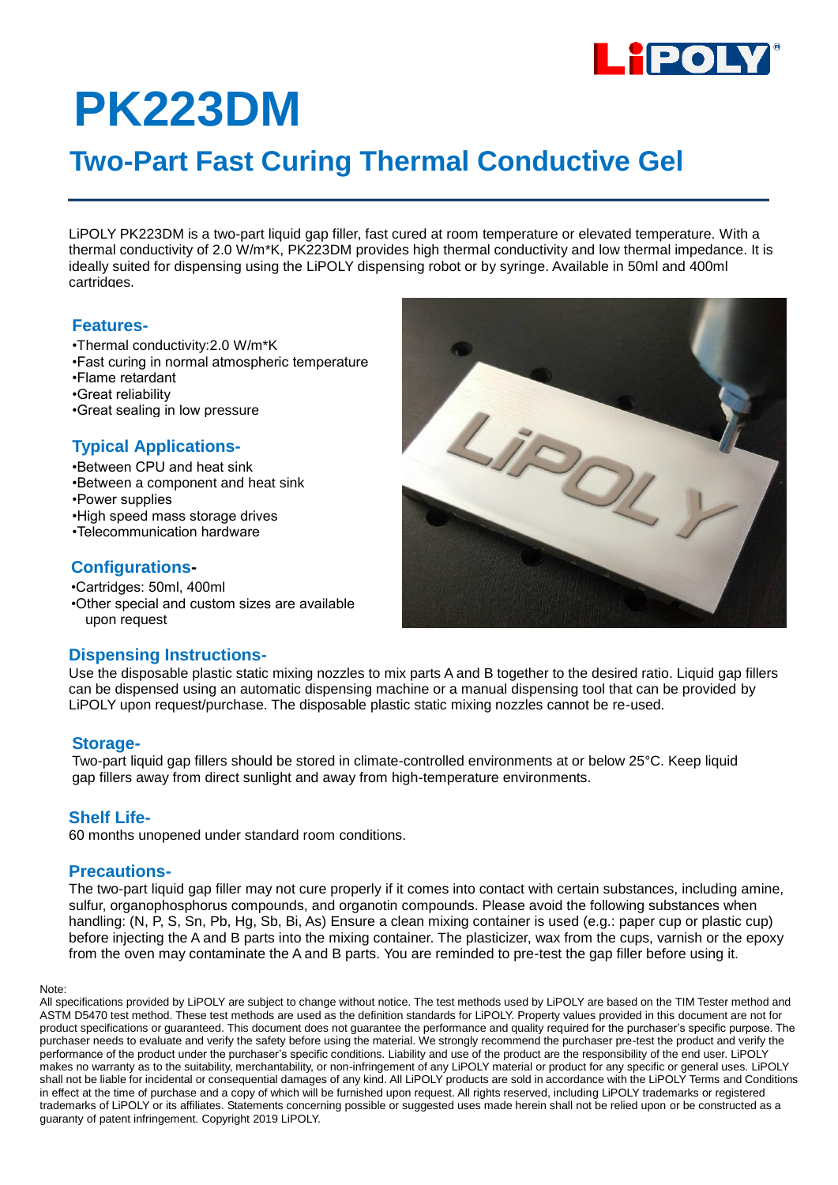# PK223DM

## Two-Part Fast Curing Thermal Conductive Gel

LiPOLY PK223DM is a two-part liquid gap filler, fast cured at room temperature or elevated temperature. With a thermal conductivity of 2.0 W/m*K, PK223DM provides high thermal conductivity and low thermal impedance. It is ideally suited for dispensing using the LiPOLY dispensing robot or by syringe. Available in 50ml and 400ml cartridges.

### Features-

- Thermal conductivity:2.0 W/m*K
- Fast curing in normal atmospheric temperature
- Flame retardant
- Great reliability
- Great sealing in low pressure

### Typical Applications-

- Between CPU and heat sink
- Between a component and heat sink
- Power supplies
- High speed mass storage drives
- Telecommunication hardware

### Configurations-

- Cartridges: 50ml, 400ml
- Other special and custom sizes are available upon request

### Dispensing Instructions-

Use the disposable plastic static mixing nozzles to mix parts A and B together to the desired ratio. Liquid gap fillers can be dispensed using an automatic dispensing machine or a manual dispensing tool that can be provided by LiPOLY upon request/purchase. The disposable plastic static mixing nozzles cannot be re-used.

### Storage-

Two-part liquid gap fillers should be stored in climate-controlled environments at or below 25°C. Keep liquid gap fillers away from direct sunlight and away from high-temperature environments.

### Shelf Life-

60 months unopened under standard room conditions.

### Precautions-

The two-part liquid gap filler may not cure properly if it comes into contact with certain substances, including amine, sulfur, organophosphorus compounds, and organotin compounds. Please avoid the following substances when handling: (N, P, S, Sn, Pb, Hg, Sb, Bi, As) Ensure a clean mixing container is used (e.g.: paper cup or plastic cup) before injecting the A and B parts into the mixing container. The plasticizer, wax from the cups, varnish or the epoxy from the oven may contaminate the A and B parts. You are reminded to pre-test the gap filler before using it.

Note:
All specifications provided by LiPOLY are subject to change without notice. The test methods used by LiPOLY are based on the TIM Tester method and ASTM D5470 test method. These test methods are used as the definition standards for LiPOLY. Property values provided in this document are not for product specifications or guaranteed. This document does not guarantee the performance and quality required for the purchaser's specific purpose. The purchaser needs to evaluate and verify the safety before using the material. We strongly recommend the purchaser pre-test the product and verify the performance of the product under the purchaser's specific conditions. Liability and use of the product are the responsibility of the end user. LiPOLY makes no warranty as to the suitability, merchantability, or non-infringement of any LiPOLY material or product for any specific or general uses. LiPOLY shall not be liable for incidental or consequential damages of any kind. All LiPOLY products are sold in accordance with the LiPOLY Terms and Conditions in effect at the time of purchase and a copy of which will be furnished upon request. All rights reserved, including LiPOLY trademarks or registered trademarks of LiPOLY or its affiliates. Statements concerning possible or suggested uses made herein shall not be relied upon or be constructed as a guaranty of patent infringement. Copyright 2019 LiPOLY.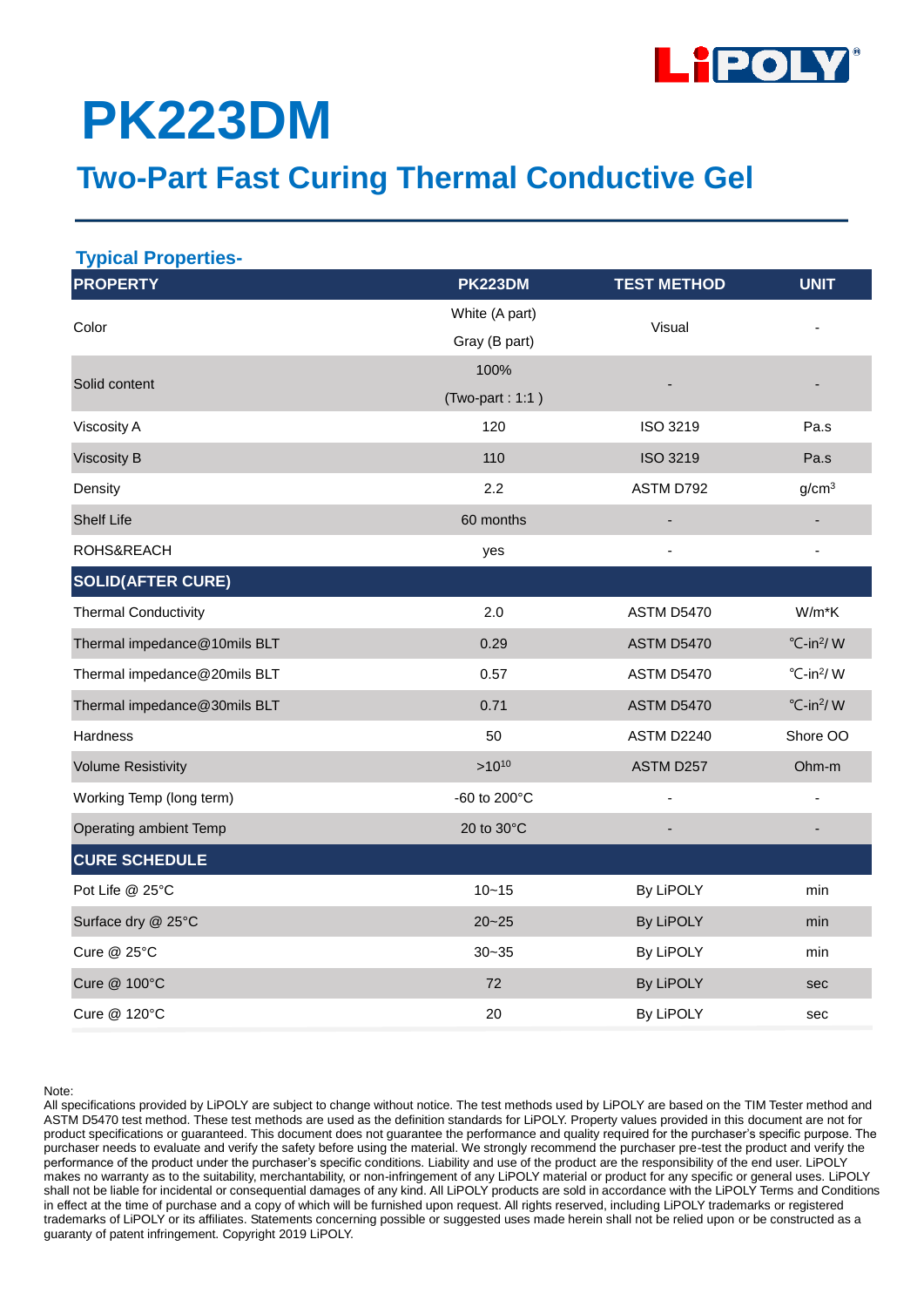# PK223DM

## Two-Part Fast Curing Thermal Conductive Gel

### Typical Properties-

| PROPERTY | PK223DM | TEST METHOD | UNIT |
|---|---|---|---|
| Color | White (A part) Gray (B part) | Visual | - |
| Solid content | 100% (Two-part : 1:1 ) | - | - |
| Viscosity A | 120 | ISO 3219 | Pa.s |
| Viscosity B | 110 | ISO 3219 | Pa.s |
| Density | 2.2 | ASTM D792 | g/cm$^3$ |
| Shelf Life | 60 months | - | - |
| ROHS&REACH | yes | - | - |
| **SOLID(AFTER CURE)** | | | |
| Thermal Conductivity | 2.0 | ASTM D5470 | W/m*K |
| Thermal impedance@10mils BLT | 0.29 | ASTM D5470 | ℃-in$^2$/ W |
| Thermal impedance@20mils BLT | 0.57 | ASTM D5470 | ℃-in$^2$/ W |
| Thermal impedance@30mils BLT | 0.71 | ASTM D5470 | ℃-in$^2$/ W |
| Hardness | 50 | ASTM D2240 | Shore OO |
| Volume Resistivity | $>10^{10}$ | ASTM D257 | Ohm-m |
| Working Temp (long term) | -60 to 200°C | - | - |
| Operating ambient Temp | 20 to 30°C | - | - |
| **CURE SCHEDULE** | | | |
| Pot Life @ 25°C | 10~15 | By LiPOLY | min |
| Surface dry @ 25°C | 20~25 | By LiPOLY | min |
| Cure @ 25°C | 30~35 | By LiPOLY | min |
| Cure @ 100°C | 72 | By LiPOLY | sec |
| Cure @ 120°C | 20 | By LiPOLY | sec |

Note:
All specifications provided by LiPOLY are subject to change without notice. The test methods used by LiPOLY are based on the TIM Tester method and ASTM D5470 test method. These test methods are used as the definition standards for LiPOLY. Property values provided in this document are not for product specifications or guaranteed. This document does not guarantee the performance and quality required for the purchaser's specific purpose. The purchaser needs to evaluate and verify the safety before using the material. We strongly recommend the purchaser pre-test the product and verify the performance of the product under the purchaser's specific conditions. Liability and use of the product are the responsibility of the end user. LiPOLY makes no warranty as to the suitability, merchantability, or non-infringement of any LiPOLY material or product for any specific or general uses. LiPOLY shall not be liable for incidental or consequential damages of any kind. All LiPOLY products are sold in accordance with the LiPOLY Terms and Conditions in effect at the time of purchase and a copy of which will be furnished upon request. All rights reserved, including LiPOLY trademarks or registered trademarks of LiPOLY or its affiliates. Statements concerning possible or suggested uses made herein shall not be relied upon or be constructed as a guaranty of patent infringement. Copyright 2019 LiPOLY.